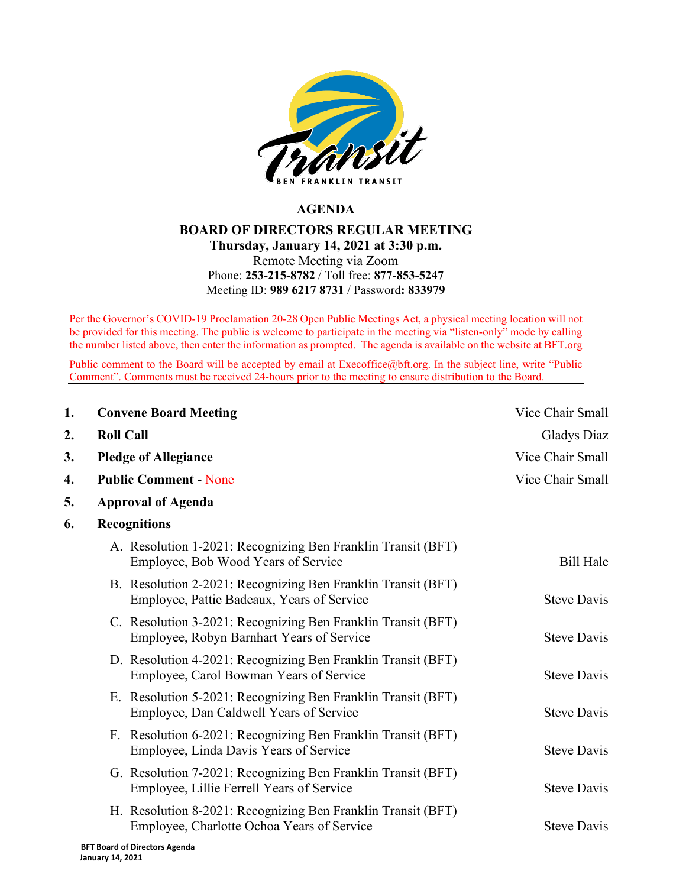# AGENDA

## BOARD OF DIRECTORS REGULAR MEETING

**Thursday, January 14, 2021 at 3:30 p.m.**
Remote Meeting via Zoom
Phone: **253-215-8782** / Toll free: **877-853-5247**
Meeting ID: **989 6217 8731** / Password**: 833979**

---

Per the Governor's COVID-19 Proclamation 20-28 Open Public Meetings Act, a physical meeting location will not be provided for this meeting. The public is welcome to participate in the meeting via "listen-only" mode by calling the number listed above, then enter the information as prompted. The agenda is available on the website at BFT.org

Public comment to the Board will be accepted by email at Execoffice@bft.org. In the subject line, write "Public Comment". Comments must be received 24-hours prior to the meeting to ensure distribution to the Board.

---

1. **Convene Board Meeting** — Vice Chair Small
2. **Roll Call** — Gladys Diaz
3. **Pledge of Allegiance** — Vice Chair Small
4. **Public Comment -** None — Vice Chair Small
5. **Approval of Agenda**
6. **Recognitions**
   - A. Resolution 1-2021: Recognizing Ben Franklin Transit (BFT) Employee, Bob Wood Years of Service — Bill Hale
   - B. Resolution 2-2021: Recognizing Ben Franklin Transit (BFT) Employee, Pattie Badeaux, Years of Service — Steve Davis
   - C. Resolution 3-2021: Recognizing Ben Franklin Transit (BFT) Employee, Robyn Barnhart Years of Service — Steve Davis
   - D. Resolution 4-2021: Recognizing Ben Franklin Transit (BFT) Employee, Carol Bowman Years of Service — Steve Davis
   - E. Resolution 5-2021: Recognizing Ben Franklin Transit (BFT) Employee, Dan Caldwell Years of Service — Steve Davis
   - F. Resolution 6-2021: Recognizing Ben Franklin Transit (BFT) Employee, Linda Davis Years of Service — Steve Davis
   - G. Resolution 7-2021: Recognizing Ben Franklin Transit (BFT) Employee, Lillie Ferrell Years of Service — Steve Davis
   - H. Resolution 8-2021: Recognizing Ben Franklin Transit (BFT) Employee, Charlotte Ochoa Years of Service — Steve Davis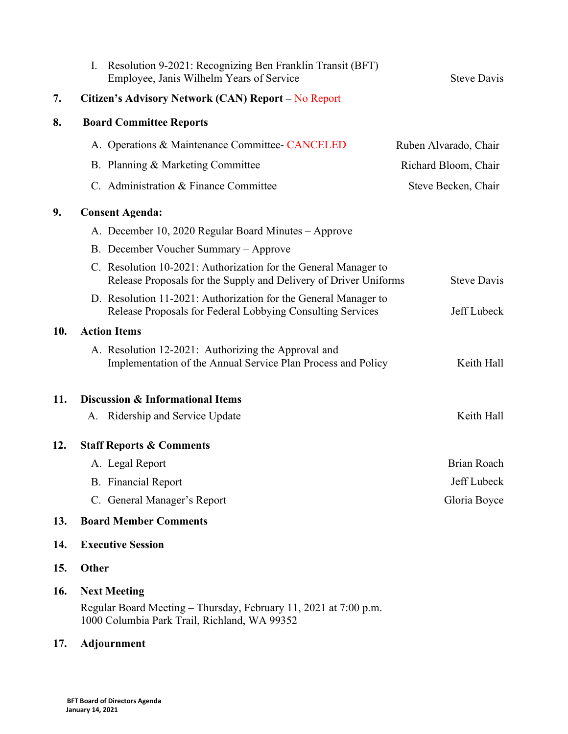I. Resolution 9-2021: Recognizing Ben Franklin Transit (BFT) Employee, Janis Wilhelm Years of Service — Steve Davis

**7. Citizen's Advisory Network (CAN) Report –** No Report

**8. Board Committee Reports**

A. Operations & Maintenance Committee- CANCELED — Ruben Alvarado, Chair

B. Planning & Marketing Committee — Richard Bloom, Chair

C. Administration & Finance Committee — Steve Becken, Chair

**9. Consent Agenda:**

A. December 10, 2020 Regular Board Minutes – Approve

B. December Voucher Summary – Approve

C. Resolution 10-2021: Authorization for the General Manager to Release Proposals for the Supply and Delivery of Driver Uniforms — Steve Davis

D. Resolution 11-2021: Authorization for the General Manager to Release Proposals for Federal Lobbying Consulting Services — Jeff Lubeck

**10. Action Items**

A. Resolution 12-2021: Authorizing the Approval and Implementation of the Annual Service Plan Process and Policy — Keith Hall

**11. Discussion & Informational Items**

A. Ridership and Service Update — Keith Hall

**12. Staff Reports & Comments**

A. Legal Report — Brian Roach

B. Financial Report — Jeff Lubeck

C. General Manager's Report — Gloria Boyce

**13. Board Member Comments**

**14. Executive Session**

**15. Other**

**16. Next Meeting**

Regular Board Meeting – Thursday, February 11, 2021 at 7:00 p.m.
1000 Columbia Park Trail, Richland, WA 99352

**17. Adjournment**